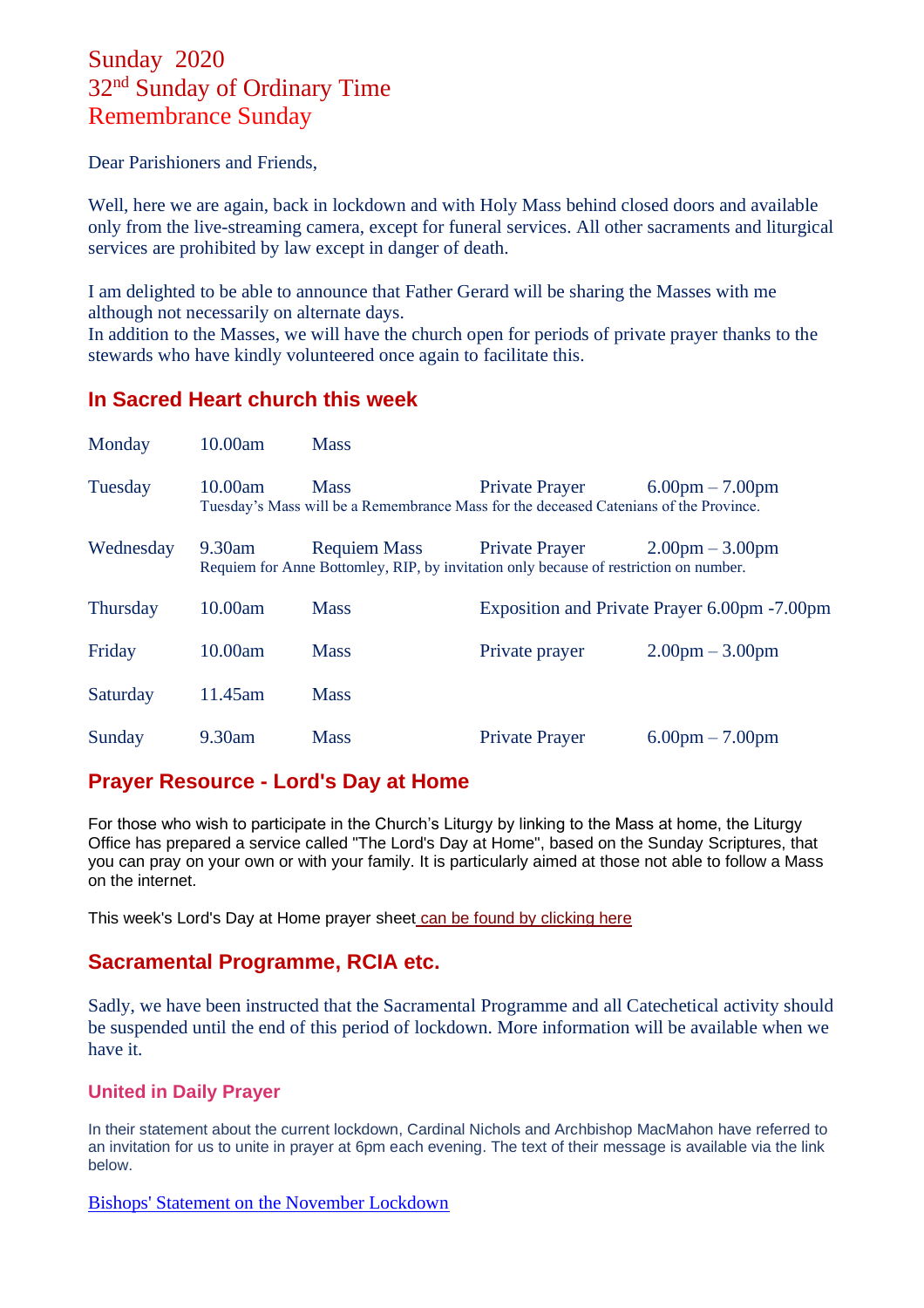# Sunday 2020
# 32nd Sunday of Ordinary Time
# Remembrance Sunday

Dear Parishioners and Friends,

Well, here we are again, back in lockdown and with Holy Mass behind closed doors and available only from the live-streaming camera, except for funeral services. All other sacraments and liturgical services are prohibited by law except in danger of death.

I am delighted to be able to announce that Father Gerard will be sharing the Masses with me although not necessarily on alternate days.
In addition to the Masses, we will have the church open for periods of private prayer thanks to the stewards who have kindly volunteered once again to facilitate this.

## In Sacred Heart church this week

| | | | | |
|---|---|---|---|---|
| Monday | 10.00am | Mass | | |
| Tuesday | 10.00am | Mass | Private Prayer | 6.00pm – 7.00pm |
| | Tuesday's Mass will be a Remembrance Mass for the deceased Catenians of the Province. | | | |
| Wednesday | 9.30am | Requiem Mass | Private Prayer | 2.00pm – 3.00pm |
| | Requiem for Anne Bottomley, RIP, by invitation only because of restriction on number. | | | |
| Thursday | 10.00am | Mass | Exposition and Private Prayer 6.00pm -7.00pm | |
| Friday | 10.00am | Mass | Private prayer | 2.00pm – 3.00pm |
| Saturday | 11.45am | Mass | | |
| Sunday | 9.30am | Mass | Private Prayer | 6.00pm – 7.00pm |

## Prayer Resource - Lord's Day at Home

For those who wish to participate in the Church's Liturgy by linking to the Mass at home, the Liturgy Office has prepared a service called "The Lord's Day at Home", based on the Sunday Scriptures, that you can pray on your own or with your family. It is particularly aimed at those not able to follow a Mass on the internet.

This week's Lord's Day at Home prayer sheet can be found by clicking here

## Sacramental Programme, RCIA etc.

Sadly, we have been instructed that the Sacramental Programme and all Catechetical activity should be suspended until the end of this period of lockdown. More information will be available when we have it.

### United in Daily Prayer

In their statement about the current lockdown, Cardinal Nichols and Archbishop MacMahon have referred to an invitation for us to unite in prayer at 6pm each evening. The text of their message is available via the link below.

Bishops' Statement on the November Lockdown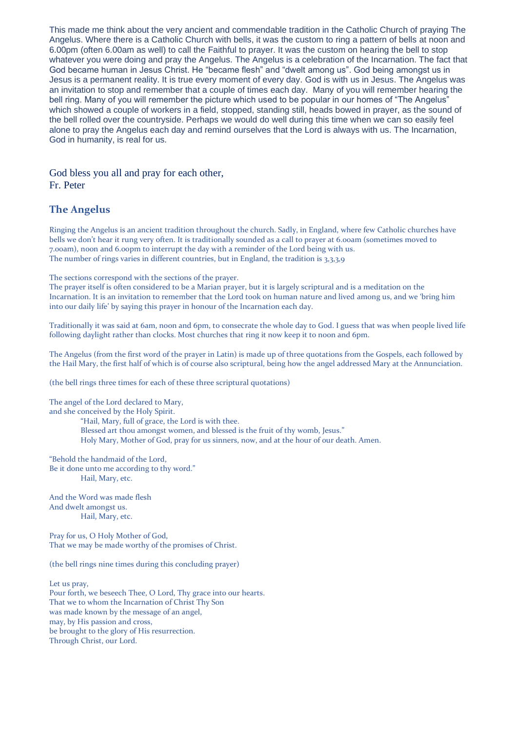This made me think about the very ancient and commendable tradition in the Catholic Church of praying The Angelus. Where there is a Catholic Church with bells, it was the custom to ring a pattern of bells at noon and 6.00pm (often 6.00am as well) to call the Faithful to prayer. It was the custom on hearing the bell to stop whatever you were doing and pray the Angelus. The Angelus is a celebration of the Incarnation. The fact that God became human in Jesus Christ. He "became flesh" and "dwelt among us". God being amongst us in Jesus is a permanent reality. It is true every moment of every day. God is with us in Jesus. The Angelus was an invitation to stop and remember that a couple of times each day. Many of you will remember hearing the bell ring. Many of you will remember the picture which used to be popular in our homes of "The Angelus" which showed a couple of workers in a field, stopped, standing still, heads bowed in prayer, as the sound of the bell rolled over the countryside. Perhaps we would do well during this time when we can so easily feel alone to pray the Angelus each day and remind ourselves that the Lord is always with us. The Incarnation, God in humanity, is real for us.

God bless you all and pray for each other,
Fr. Peter

## The Angelus

Ringing the Angelus is an ancient tradition throughout the church. Sadly, in England, where few Catholic churches have bells we don't hear it rung very often. It is traditionally sounded as a call to prayer at 6.00am (sometimes moved to 7.00am), noon and 6.00pm to interrupt the day with a reminder of the Lord being with us.
The number of rings varies in different countries, but in England, the tradition is 3,3,3,9

The sections correspond with the sections of the prayer.
The prayer itself is often considered to be a Marian prayer, but it is largely scriptural and is a meditation on the Incarnation. It is an invitation to remember that the Lord took on human nature and lived among us, and we 'bring him into our daily life' by saying this prayer in honour of the Incarnation each day.

Traditionally it was said at 6am, noon and 6pm, to consecrate the whole day to God. I guess that was when people lived life following daylight rather than clocks. Most churches that ring it now keep it to noon and 6pm.

The Angelus (from the first word of the prayer in Latin) is made up of three quotations from the Gospels, each followed by the Hail Mary, the first half of which is of course also scriptural, being how the angel addressed Mary at the Annunciation.

(the bell rings three times for each of these three scriptural quotations)

The angel of the Lord declared to Mary,
and she conceived by the Holy Spirit.

> "Hail, Mary, full of grace, the Lord is with thee.
> Blessed art thou amongst women, and blessed is the fruit of thy womb, Jesus."
> Holy Mary, Mother of God, pray for us sinners, now, and at the hour of our death. Amen.

"Behold the handmaid of the Lord,
Be it done unto me according to thy word."

> Hail, Mary, etc.

And the Word was made flesh
And dwelt amongst us.

> Hail, Mary, etc.

Pray for us, O Holy Mother of God,
That we may be made worthy of the promises of Christ.

(the bell rings nine times during this concluding prayer)

Let us pray,
Pour forth, we beseech Thee, O Lord, Thy grace into our hearts.
That we to whom the Incarnation of Christ Thy Son
was made known by the message of an angel,
may, by His passion and cross,
be brought to the glory of His resurrection.
Through Christ, our Lord.